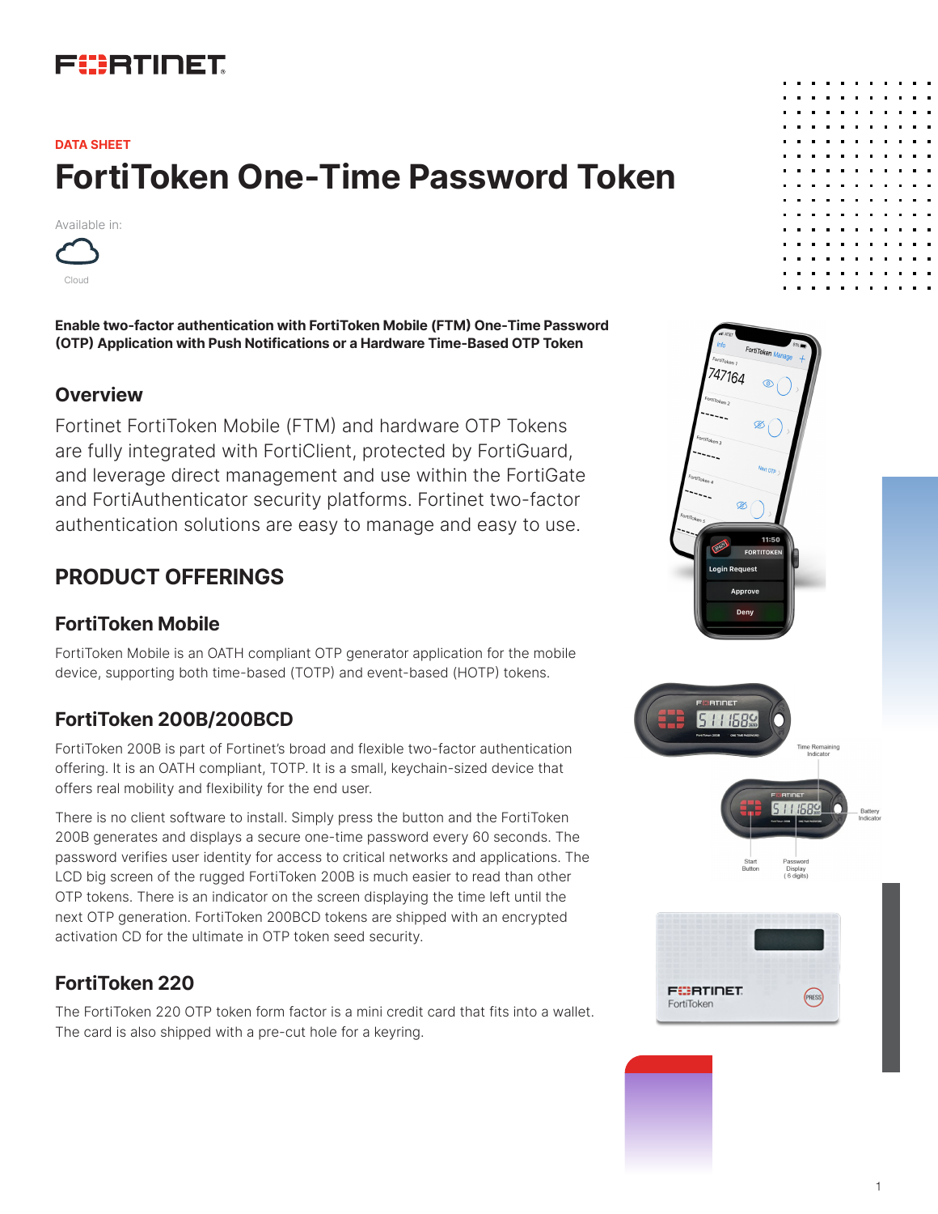DATA SHEET

# FortiToken One-Time Password Token

Available in:

Cloud

**Enable two-factor authentication with FortiToken Mobile (FTM) One-Time Password (OTP) Application with Push Notifications or a Hardware Time-Based OTP Token**

## Overview

Fortinet FortiToken Mobile (FTM) and hardware OTP Tokens are fully integrated with FortiClient, protected by FortiGuard, and leverage direct management and use within the FortiGate and FortiAuthenticator security platforms. Fortinet two-factor authentication solutions are easy to manage and easy to use.

## PRODUCT OFFERINGS

### FortiToken Mobile

FortiToken Mobile is an OATH compliant OTP generator application for the mobile device, supporting both time-based (TOTP) and event-based (HOTP) tokens.

### FortiToken 200B/200BCD

FortiToken 200B is part of Fortinet's broad and flexible two-factor authentication offering. It is an OATH compliant, TOTP. It is a small, keychain-sized device that offers real mobility and flexibility for the end user.

There is no client software to install. Simply press the button and the FortiToken 200B generates and displays a secure one-time password every 60 seconds. The password verifies user identity for access to critical networks and applications. The LCD big screen of the rugged FortiToken 200B is much easier to read than other OTP tokens. There is an indicator on the screen displaying the time left until the next OTP generation. FortiToken 200BCD tokens are shipped with an encrypted activation CD for the ultimate in OTP token seed security.

### FortiToken 220

The FortiToken 220 OTP token form factor is a mini credit card that fits into a wallet. The card is also shipped with a pre-cut hole for a keyring.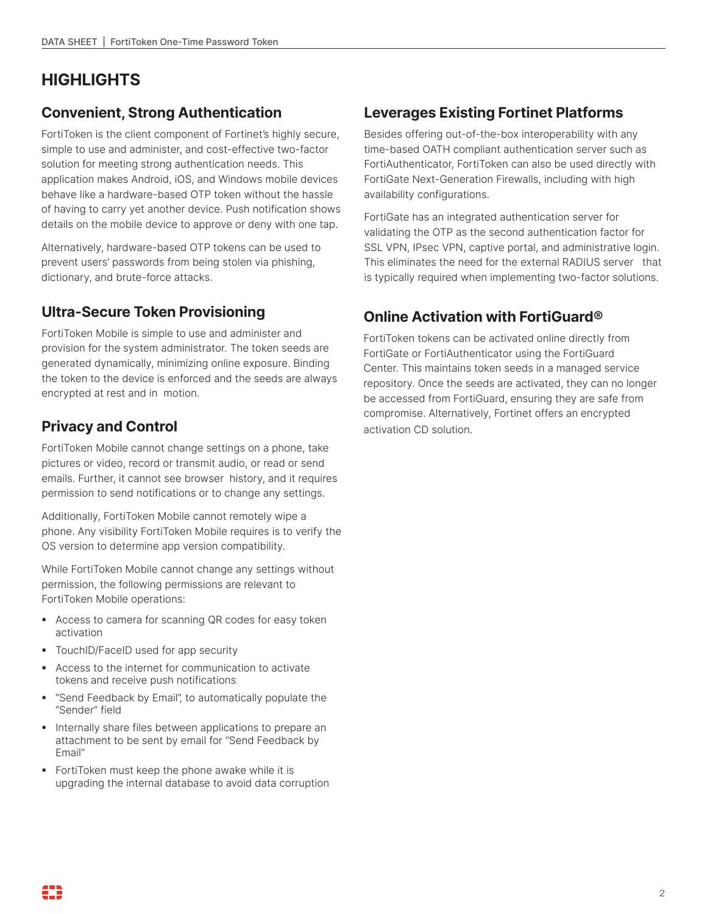# HIGHLIGHTS

## Convenient, Strong Authentication

FortiToken is the client component of Fortinet's highly secure, simple to use and administer, and cost-effective two-factor solution for meeting strong authentication needs. This application makes Android, iOS, and Windows mobile devices behave like a hardware-based OTP token without the hassle of having to carry yet another device. Push notification shows details on the mobile device to approve or deny with one tap.

Alternatively, hardware-based OTP tokens can be used to prevent users' passwords from being stolen via phishing, dictionary, and brute-force attacks.

## Ultra-Secure Token Provisioning

FortiToken Mobile is simple to use and administer and provision for the system administrator. The token seeds are generated dynamically, minimizing online exposure. Binding the token to the device is enforced and the seeds are always encrypted at rest and in motion.

## Privacy and Control

FortiToken Mobile cannot change settings on a phone, take pictures or video, record or transmit audio, or read or send emails. Further, it cannot see browser history, and it requires permission to send notifications or to change any settings.

Additionally, FortiToken Mobile cannot remotely wipe a phone. Any visibility FortiToken Mobile requires is to verify the OS version to determine app version compatibility.

While FortiToken Mobile cannot change any settings without permission, the following permissions are relevant to FortiToken Mobile operations:

- Access to camera for scanning QR codes for easy token activation
- TouchID/FaceID used for app security
- Access to the internet for communication to activate tokens and receive push notifications
- "Send Feedback by Email", to automatically populate the "Sender" field
- Internally share files between applications to prepare an attachment to be sent by email for "Send Feedback by Email"
- FortiToken must keep the phone awake while it is upgrading the internal database to avoid data corruption

## Leverages Existing Fortinet Platforms

Besides offering out-of-the-box interoperability with any time-based OATH compliant authentication server such as FortiAuthenticator, FortiToken can also be used directly with FortiGate Next-Generation Firewalls, including with high availability configurations.

FortiGate has an integrated authentication server for validating the OTP as the second authentication factor for SSL VPN, IPsec VPN, captive portal, and administrative login. This eliminates the need for the external RADIUS server that is typically required when implementing two-factor solutions.

## Online Activation with FortiGuard®

FortiToken tokens can be activated online directly from FortiGate or FortiAuthenticator using the FortiGuard Center. This maintains token seeds in a managed service repository. Once the seeds are activated, they can no longer be accessed from FortiGuard, ensuring they are safe from compromise. Alternatively, Fortinet offers an encrypted activation CD solution.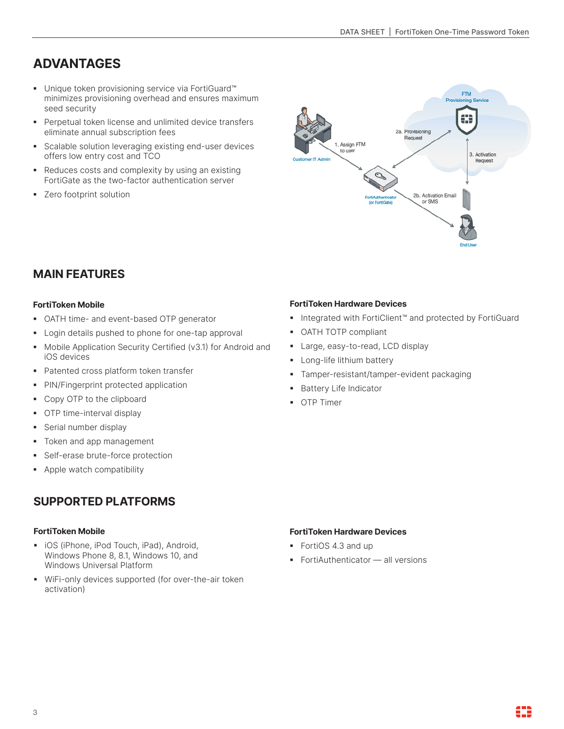## ADVANTAGES

- Unique token provisioning service via FortiGuard™ minimizes provisioning overhead and ensures maximum seed security
- Perpetual token license and unlimited device transfers eliminate annual subscription fees
- Scalable solution leveraging existing end-user devices offers low entry cost and TCO
- Reduces costs and complexity by using an existing FortiGate as the two-factor authentication server
- Zero footprint solution

## MAIN FEATURES

### FortiToken Mobile

- OATH time- and event-based OTP generator
- Login details pushed to phone for one-tap approval
- Mobile Application Security Certified (v3.1) for Android and iOS devices
- Patented cross platform token transfer
- PIN/Fingerprint protected application
- Copy OTP to the clipboard
- OTP time-interval display
- Serial number display
- Token and app management
- Self-erase brute-force protection
- Apple watch compatibility

### FortiToken Hardware Devices

- Integrated with FortiClient™ and protected by FortiGuard
- OATH TOTP compliant
- Large, easy-to-read, LCD display
- Long-life lithium battery
- Tamper-resistant/tamper-evident packaging
- Battery Life Indicator
- OTP Timer

## SUPPORTED PLATFORMS

### FortiToken Mobile

- iOS (iPhone, iPod Touch, iPad), Android, Windows Phone 8, 8.1, Windows 10, and Windows Universal Platform
- WiFi-only devices supported (for over-the-air token activation)

### FortiToken Hardware Devices

- FortiOS 4.3 and up
- FortiAuthenticator — all versions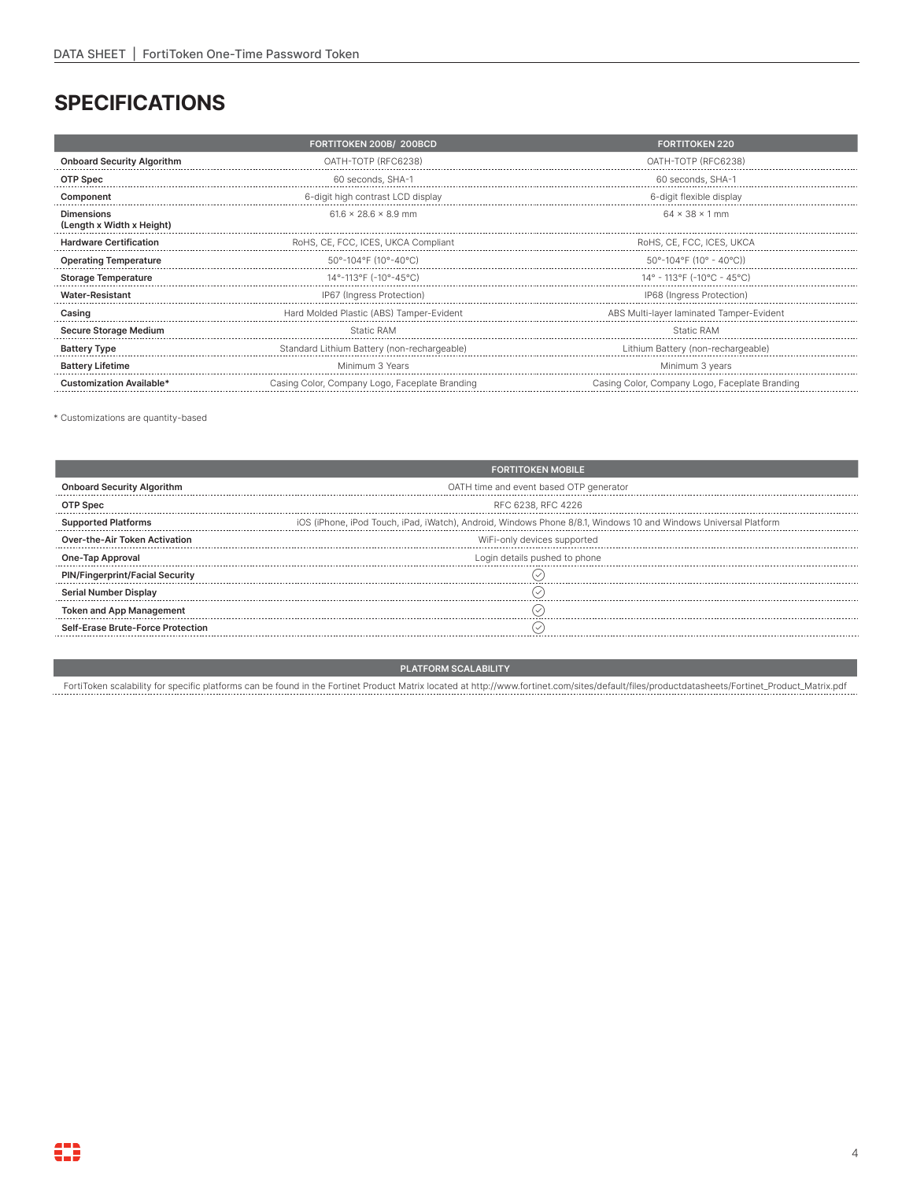## SPECIFICATIONS

| | FORTITOKEN 200B/ 200BCD | FORTITOKEN 220 |
|---|---|---|
| **Onboard Security Algorithm** | OATH-TOTP (RFC6238) | OATH-TOTP (RFC6238) |
| **OTP Spec** | 60 seconds, SHA-1 | 60 seconds, SHA-1 |
| **Component** | 6-digit high contrast LCD display | 6-digit flexible display |
| **Dimensions (Length x Width x Height)** | 61.6 × 28.6 × 8.9 mm | 64 × 38 × 1 mm |
| **Hardware Certification** | RoHS, CE, FCC, ICES, UKCA Compliant | RoHS, CE, FCC, ICES, UKCA |
| **Operating Temperature** | 50°-104°F (10°-40°C) | 50°-104°F (10° - 40°C)) |
| **Storage Temperature** | 14°-113°F (-10°-45°C) | 14° - 113°F (-10°C - 45°C) |
| **Water-Resistant** | IP67 (Ingress Protection) | IP68 (Ingress Protection) |
| **Casing** | Hard Molded Plastic (ABS) Tamper-Evident | ABS Multi-layer laminated Tamper-Evident |
| **Secure Storage Medium** | Static RAM | Static RAM |
| **Battery Type** | Standard Lithium Battery (non-rechargeable) | Lithium Battery (non-rechargeable) |
| **Battery Lifetime** | Minimum 3 Years | Minimum 3 years |
| **Customization Available*** | Casing Color, Company Logo, Faceplate Branding | Casing Color, Company Logo, Faceplate Branding |

* Customizations are quantity-based

| | FORTITOKEN MOBILE |
|---|---|
| **Onboard Security Algorithm** | OATH time and event based OTP generator |
| **OTP Spec** | RFC 6238, RFC 4226 |
| **Supported Platforms** | iOS (iPhone, iPod Touch, iPad, iWatch), Android, Windows Phone 8/8.1, Windows 10 and Windows Universal Platform |
| **Over-the-Air Token Activation** | WiFi-only devices supported |
| **One-Tap Approval** | Login details pushed to phone |
| **PIN/Fingerprint/Facial Security** | ✓ |
| **Serial Number Display** | ✓ |
| **Token and App Management** | ✓ |
| **Self-Erase Brute-Force Protection** | ✓ |

| PLATFORM SCALABILITY |
|---|
| FortiToken scalability for specific platforms can be found in the Fortinet Product Matrix located at http://www.fortinet.com/sites/default/files/productdatasheets/Fortinet_Product_Matrix.pdf |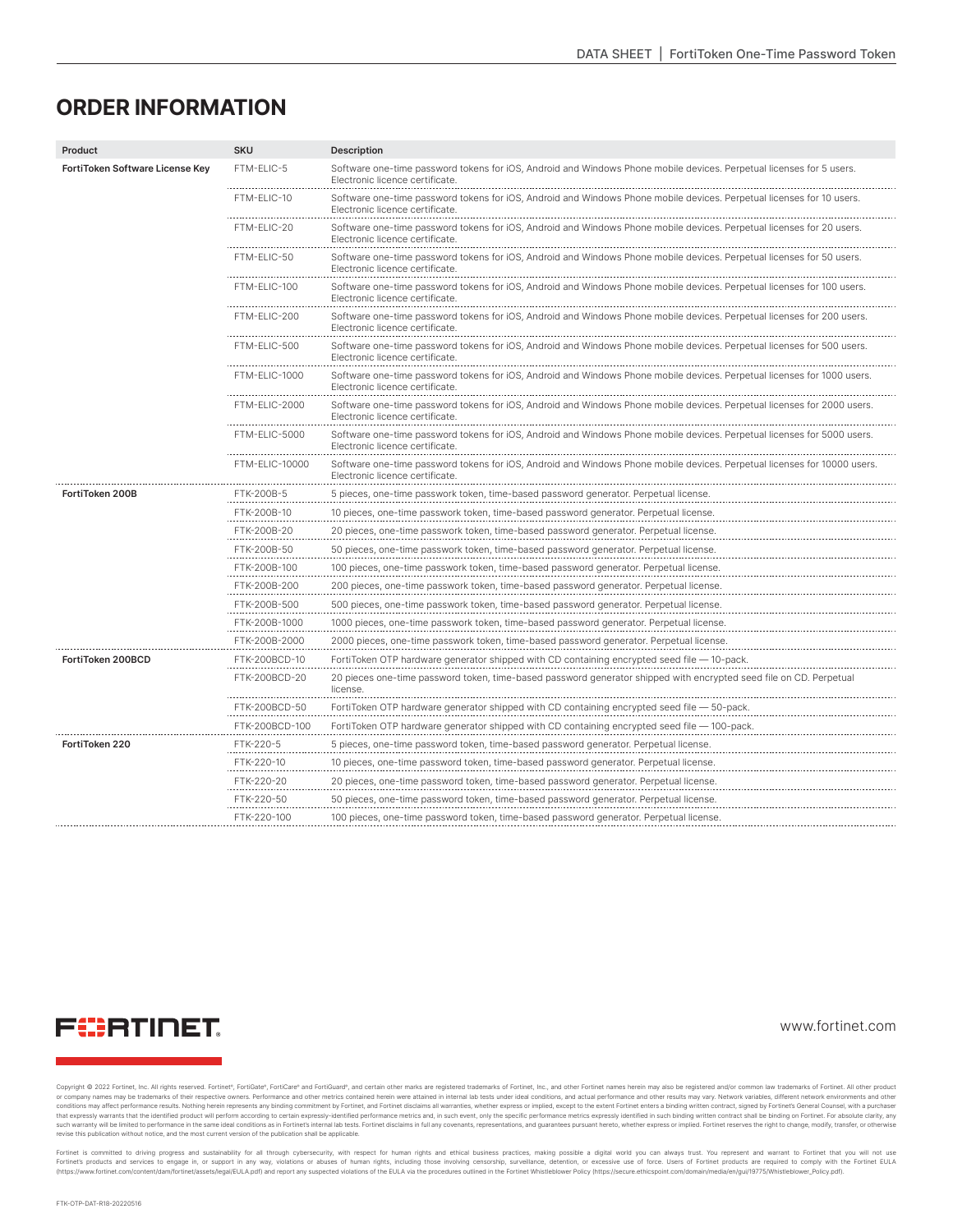## ORDER INFORMATION

| Product | SKU | Description |
|---|---|---|
| FortiToken Software License Key | FTM-ELIC-5 | Software one-time password tokens for iOS, Android and Windows Phone mobile devices. Perpetual licenses for 5 users. Electronic licence certificate. |
| | FTM-ELIC-10 | Software one-time password tokens for iOS, Android and Windows Phone mobile devices. Perpetual licenses for 10 users. Electronic licence certificate. |
| | FTM-ELIC-20 | Software one-time password tokens for iOS, Android and Windows Phone mobile devices. Perpetual licenses for 20 users. Electronic licence certificate. |
| | FTM-ELIC-50 | Software one-time password tokens for iOS, Android and Windows Phone mobile devices. Perpetual licenses for 50 users. Electronic licence certificate. |
| | FTM-ELIC-100 | Software one-time password tokens for iOS, Android and Windows Phone mobile devices. Perpetual licenses for 100 users. Electronic licence certificate. |
| | FTM-ELIC-200 | Software one-time password tokens for iOS, Android and Windows Phone mobile devices. Perpetual licenses for 200 users. Electronic licence certificate. |
| | FTM-ELIC-500 | Software one-time password tokens for iOS, Android and Windows Phone mobile devices. Perpetual licenses for 500 users. Electronic licence certificate. |
| | FTM-ELIC-1000 | Software one-time password tokens for iOS, Android and Windows Phone mobile devices. Perpetual licenses for 1000 users. Electronic licence certificate. |
| | FTM-ELIC-2000 | Software one-time password tokens for iOS, Android and Windows Phone mobile devices. Perpetual licenses for 2000 users. Electronic licence certificate. |
| | FTM-ELIC-5000 | Software one-time password tokens for iOS, Android and Windows Phone mobile devices. Perpetual licenses for 5000 users. Electronic licence certificate. |
| | FTM-ELIC-10000 | Software one-time password tokens for iOS, Android and Windows Phone mobile devices. Perpetual licenses for 10000 users. Electronic licence certificate. |
| FortiToken 200B | FTK-200B-5 | 5 pieces, one-time passwork token, time-based password generator. Perpetual license. |
| | FTK-200B-10 | 10 pieces, one-time passwork token, time-based password generator. Perpetual license. |
| | FTK-200B-20 | 20 pieces, one-time passwork token, time-based password generator. Perpetual license. |
| | FTK-200B-50 | 50 pieces, one-time passwork token, time-based password generator. Perpetual license. |
| | FTK-200B-100 | 100 pieces, one-time passwork token, time-based password generator. Perpetual license. |
| | FTK-200B-200 | 200 pieces, one-time passwork token, time-based password generator. Perpetual license. |
| | FTK-200B-500 | 500 pieces, one-time passwork token, time-based password generator. Perpetual license. |
| | FTK-200B-1000 | 1000 pieces, one-time passwork token, time-based password generator. Perpetual license. |
| | FTK-200B-2000 | 2000 pieces, one-time passwork token, time-based password generator. Perpetual license. |
| FortiToken 200BCD | FTK-200BCD-10 | FortiToken OTP hardware generator shipped with CD containing encrypted seed file — 10-pack. |
| | FTK-200BCD-20 | 20 pieces one-time password token, time-based password generator shipped with encrypted seed file on CD. Perpetual license. |
| | FTK-200BCD-50 | FortiToken OTP hardware generator shipped with CD containing encrypted seed file — 50-pack. |
| | FTK-200BCD-100 | FortiToken OTP hardware generator shipped with CD containing encrypted seed file — 100-pack. |
| FortiToken 220 | FTK-220-5 | 5 pieces, one-time password token, time-based password generator. Perpetual license. |
| | FTK-220-10 | 10 pieces, one-time password token, time-based password generator. Perpetual license. |
| | FTK-220-20 | 20 pieces, one-time password token, time-based password generator. Perpetual license. |
| | FTK-220-50 | 50 pieces, one-time password token, time-based password generator. Perpetual license. |
| | FTK-220-100 | 100 pieces, one-time password token, time-based password generator. Perpetual license. |

FORTINET

www.fortinet.com

Copyright © 2022 Fortinet, Inc. All rights reserved. Fortinet®, FortiGate®, FortiCare® and FortiGuard®, and certain other marks are registered trademarks of Fortinet, Inc., and other Fortinet names herein may also be registered and/or common law trademarks of Fortinet. All other product or company names may be trademarks of their respective owners. Performance and other metrics contained herein were attained in internal lab tests under ideal conditions, and actual performance and other results may vary. Network variables, different network environments and other conditions may affect performance results. Nothing herein represents any binding commitment by Fortinet, and Fortinet disclaims all warranties, whether express or implied, except to the extent Fortinet enters a binding written contract, signed by Fortinet's General Counsel, with a purchaser that expressly warrants that the identified product will perform according to certain expressly-identified performance metrics and, in such event, only the specific performance metrics expressly identified in such binding written contract shall be binding on Fortinet. For absolute clarity, any such warranty will be limited to performance in the same ideal conditions as in Fortinet's internal lab tests. Fortinet disclaims in full any covenants, representations, and guarantees pursuant hereto, whether express or implied. Fortinet reserves the right to change, modify, transfer, or otherwise revise this publication without notice, and the most current version of the publication shall be applicable.

Fortinet is committed to driving progress and sustainability for all through cybersecurity, with respect for human rights and ethical business practices, making possible a digital world you can always trust. You represent and warrant to Fortinet that you will not use Fortinet's products and services to engage in, or support in any way, violations or abuses of human rights, including those involving censorship, surveillance, detention, or excessive use of force. Users of Fortinet products are required to comply with the Fortinet EULA (https://www.fortinet.com/content/dam/fortinet/assets/legal/EULA.pdf) and report any suspected violations of the EULA via the procedures outlined in the Fortinet Whistleblower Policy (https://secure.ethicspoint.com/domain/media/en/gui/19775/Whistleblower_Policy.pdf).

FTK-OTP-DAT-R18-20220516